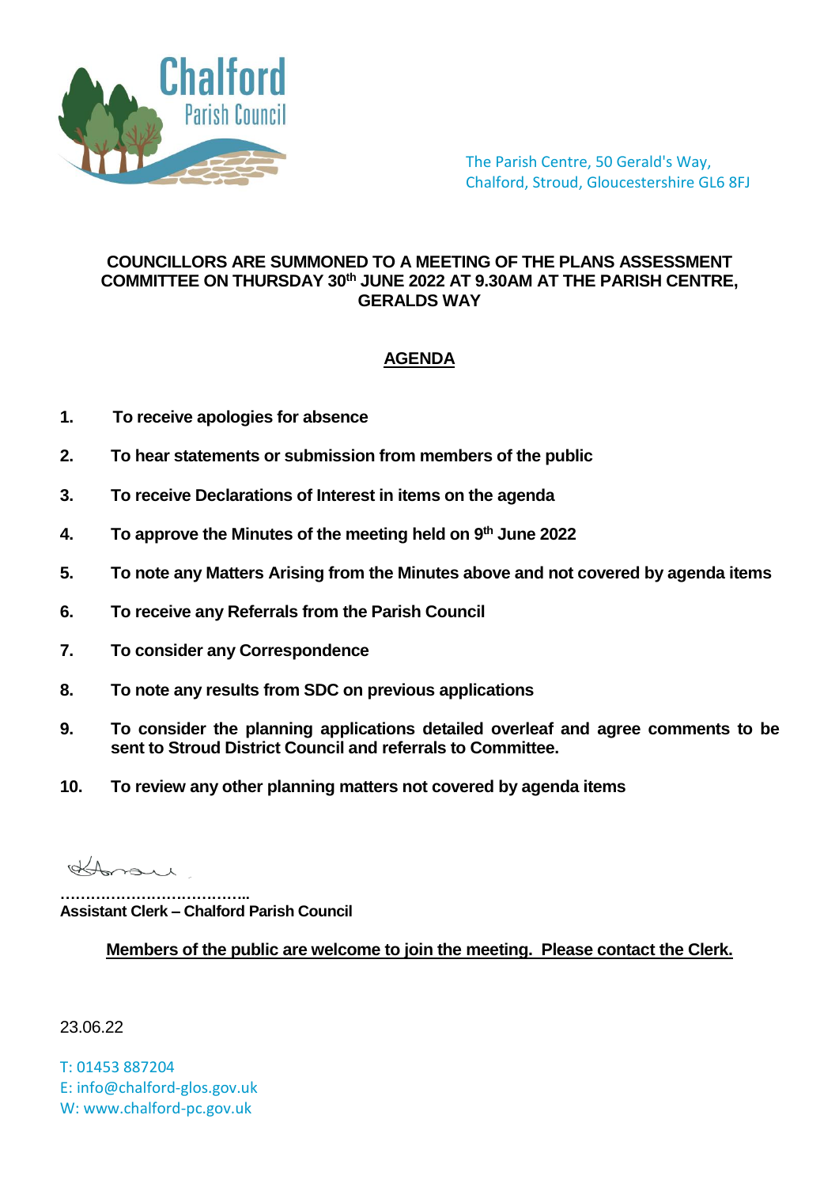Chalford Parish Council

The Parish Centre, 50 Gerald's Way,
Chalford, Stroud, Gloucestershire GL6 8FJ

**COUNCILLORS ARE SUMMONED TO A MEETING OF THE PLANS ASSESSMENT COMMITTEE ON THURSDAY 30th JUNE 2022 AT 9.30AM AT THE PARISH CENTRE, GERALDS WAY**

## AGENDA

1. **To receive apologies for absence**
2. **To hear statements or submission from members of the public**
3. **To receive Declarations of Interest in items on the agenda**
4. **To approve the Minutes of the meeting held on 9th June 2022**
5. **To note any Matters Arising from the Minutes above and not covered by agenda items**
6. **To receive any Referrals from the Parish Council**
7. **To consider any Correspondence**
8. **To note any results from SDC on previous applications**
9. **To consider the planning applications detailed overleaf and agree comments to be sent to Stroud District Council and referrals to Committee.**
10. **To review any other planning matters not covered by agenda items**

……………………………….
**Assistant Clerk – Chalford Parish Council**

**Members of the public are welcome to join the meeting. Please contact the Clerk.**

23.06.22

T: 01453 887204
E: info@chalford-glos.gov.uk
W: www.chalford-pc.gov.uk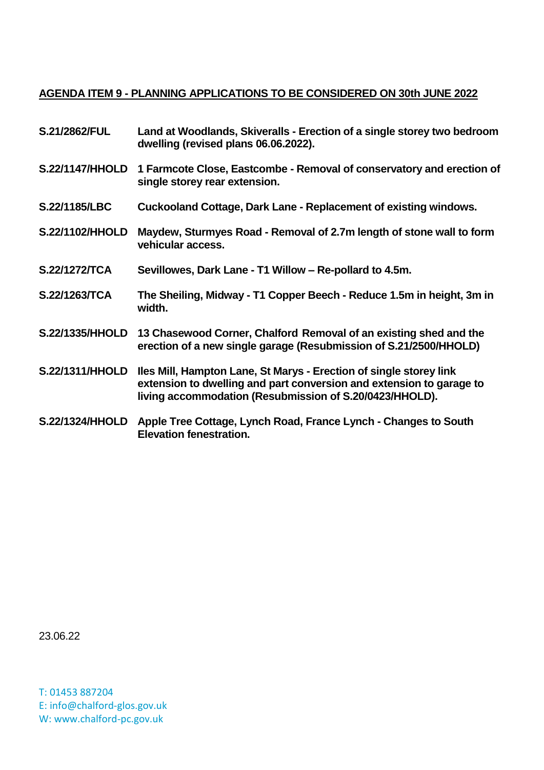**AGENDA ITEM 9 - PLANNING APPLICATIONS TO BE CONSIDERED ON 30th JUNE 2022**

| | |
|---|---|
| **S.21/2862/FUL** | **Land at Woodlands, Skiveralls - Erection of a single storey two bedroom dwelling (revised plans 06.06.2022).** |
| **S.22/1147/HHOLD** | **1 Farmcote Close, Eastcombe - Removal of conservatory and erection of single storey rear extension.** |
| **S.22/1185/LBC** | **Cuckooland Cottage, Dark Lane - Replacement of existing windows.** |
| **S.22/1102/HHOLD** | **Maydew, Sturmyes Road - Removal of 2.7m length of stone wall to form vehicular access.** |
| **S.22/1272/TCA** | **Sevillowes, Dark Lane - T1 Willow – Re-pollard to 4.5m.** |
| **S.22/1263/TCA** | **The Sheiling, Midway - T1 Copper Beech - Reduce 1.5m in height, 3m in width.** |
| **S.22/1335/HHOLD** | **13 Chasewood Corner, Chalford Removal of an existing shed and the erection of a new single garage (Resubmission of S.21/2500/HHOLD)** |
| **S.22/1311/HHOLD** | **Iles Mill, Hampton Lane, St Marys - Erection of single storey link extension to dwelling and part conversion and extension to garage to living accommodation (Resubmission of S.20/0423/HHOLD).** |
| **S.22/1324/HHOLD** | **Apple Tree Cottage, Lynch Road, France Lynch - Changes to South Elevation fenestration.** |

23.06.22

T: 01453 887204
E: info@chalford-glos.gov.uk
W: www.chalford-pc.gov.uk